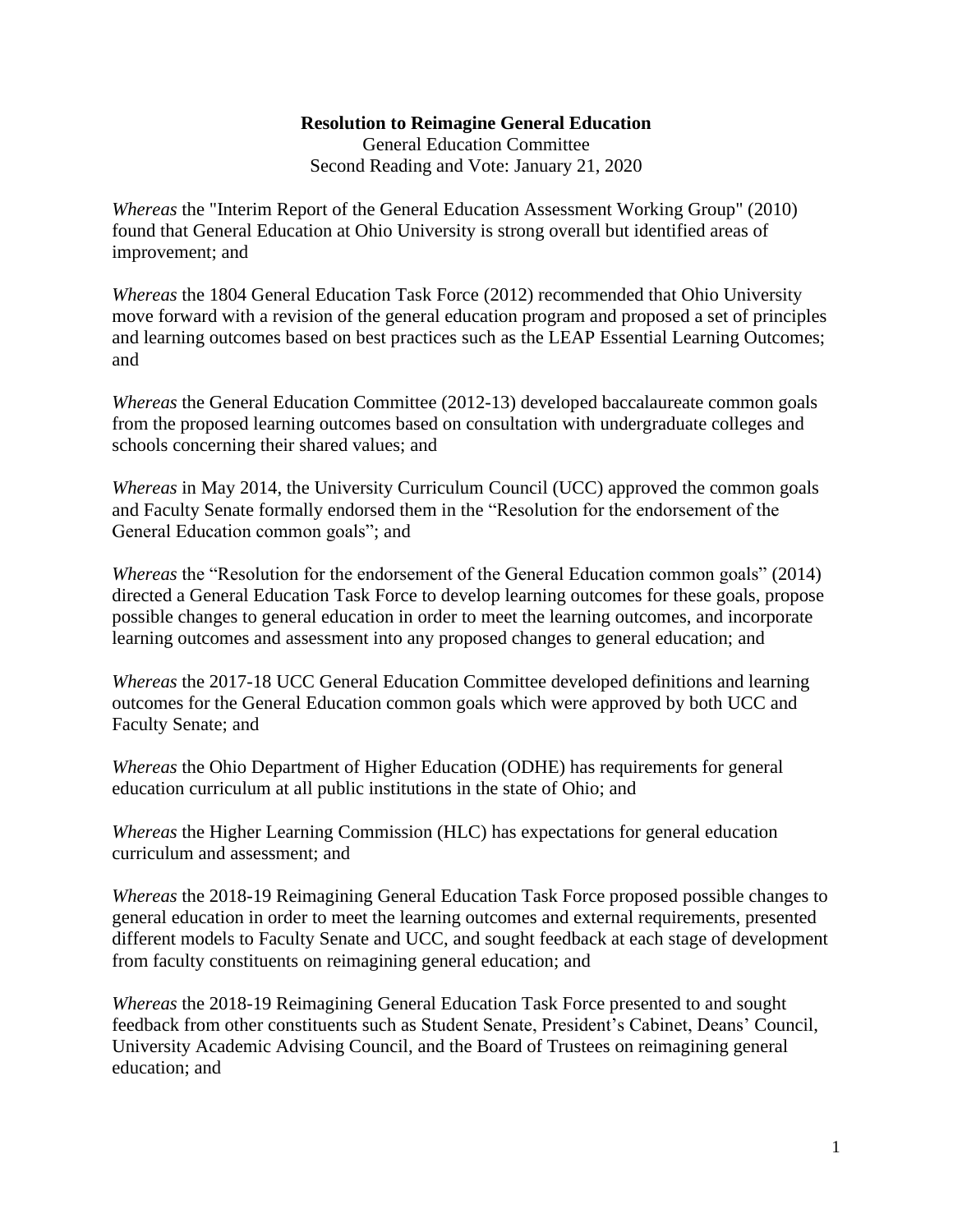**Resolution to Reimagine General Education**

General Education Committee

Second Reading and Vote: January 21, 2020

*Whereas* the "Interim Report of the General Education Assessment Working Group" (2010) found that General Education at Ohio University is strong overall but identified areas of improvement; and

*Whereas* the 1804 General Education Task Force (2012) recommended that Ohio University move forward with a revision of the general education program and proposed a set of principles and learning outcomes based on best practices such as the LEAP Essential Learning Outcomes; and

*Whereas* the General Education Committee (2012-13) developed baccalaureate common goals from the proposed learning outcomes based on consultation with undergraduate colleges and schools concerning their shared values; and

*Whereas* in May 2014, the University Curriculum Council (UCC) approved the common goals and Faculty Senate formally endorsed them in the "Resolution for the endorsement of the General Education common goals"; and

*Whereas* the "Resolution for the endorsement of the General Education common goals" (2014) directed a General Education Task Force to develop learning outcomes for these goals, propose possible changes to general education in order to meet the learning outcomes, and incorporate learning outcomes and assessment into any proposed changes to general education; and

*Whereas* the 2017-18 UCC General Education Committee developed definitions and learning outcomes for the General Education common goals which were approved by both UCC and Faculty Senate; and

*Whereas* the Ohio Department of Higher Education (ODHE) has requirements for general education curriculum at all public institutions in the state of Ohio; and

*Whereas* the Higher Learning Commission (HLC) has expectations for general education curriculum and assessment; and

*Whereas* the 2018-19 Reimagining General Education Task Force proposed possible changes to general education in order to meet the learning outcomes and external requirements, presented different models to Faculty Senate and UCC, and sought feedback at each stage of development from faculty constituents on reimagining general education; and

*Whereas* the 2018-19 Reimagining General Education Task Force presented to and sought feedback from other constituents such as Student Senate, President's Cabinet, Deans' Council, University Academic Advising Council, and the Board of Trustees on reimagining general education; and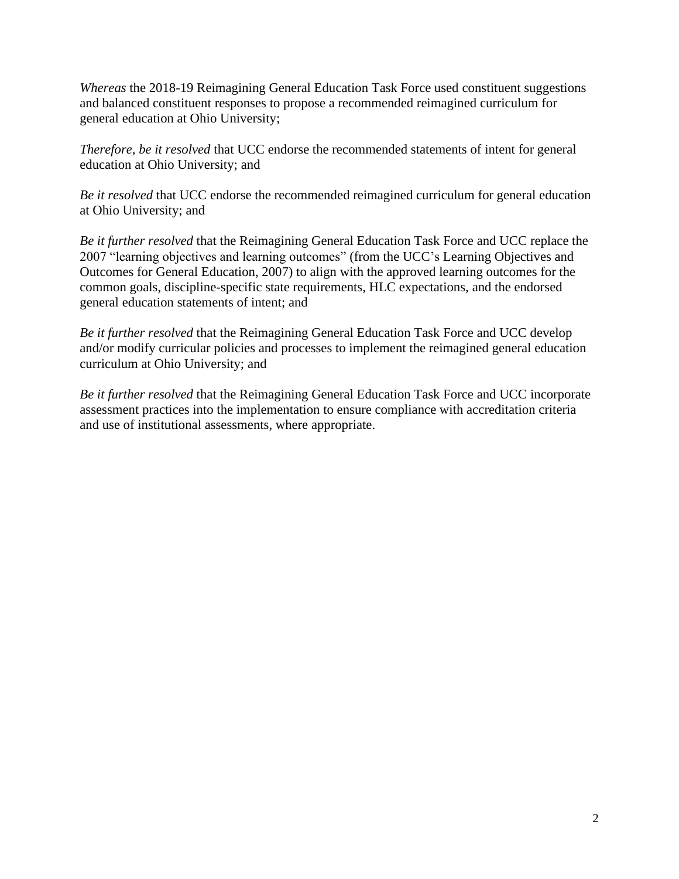*Whereas* the 2018-19 Reimagining General Education Task Force used constituent suggestions and balanced constituent responses to propose a recommended reimagined curriculum for general education at Ohio University;

*Therefore, be it resolved* that UCC endorse the recommended statements of intent for general education at Ohio University; and

*Be it resolved* that UCC endorse the recommended reimagined curriculum for general education at Ohio University; and

*Be it further resolved* that the Reimagining General Education Task Force and UCC replace the 2007 "learning objectives and learning outcomes" (from the UCC's Learning Objectives and Outcomes for General Education, 2007) to align with the approved learning outcomes for the common goals, discipline-specific state requirements, HLC expectations, and the endorsed general education statements of intent; and

*Be it further resolved* that the Reimagining General Education Task Force and UCC develop and/or modify curricular policies and processes to implement the reimagined general education curriculum at Ohio University; and

*Be it further resolved* that the Reimagining General Education Task Force and UCC incorporate assessment practices into the implementation to ensure compliance with accreditation criteria and use of institutional assessments, where appropriate.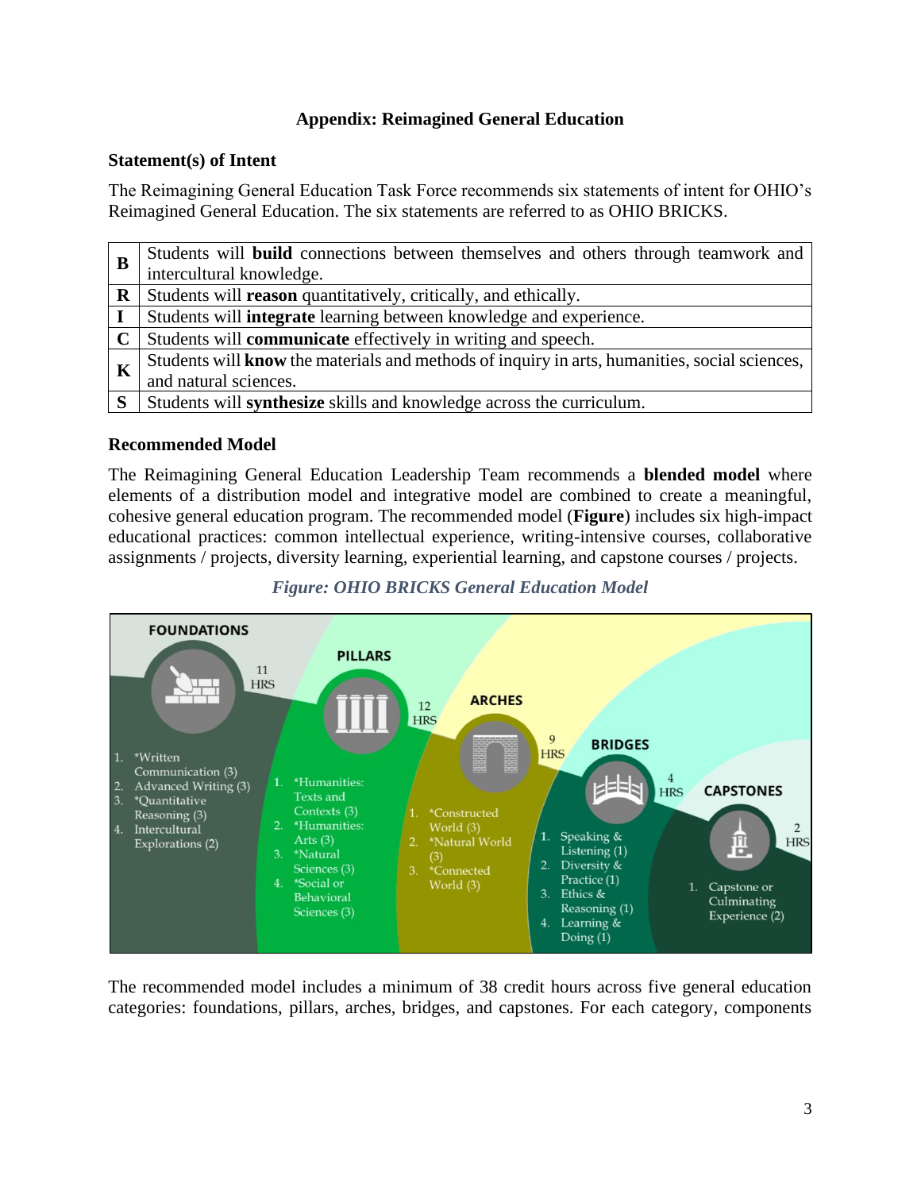## Appendix: Reimagined General Education

### Statement(s) of Intent

The Reimagining General Education Task Force recommends six statements of intent for OHIO's Reimagined General Education. The six statements are referred to as OHIO BRICKS.

| | |
|---|---|
| **B** | Students will **build** connections between themselves and others through teamwork and intercultural knowledge. |
| **R** | Students will **reason** quantitatively, critically, and ethically. |
| **I** | Students will **integrate** learning between knowledge and experience. |
| **C** | Students will **communicate** effectively in writing and speech. |
| **K** | Students will **know** the materials and methods of inquiry in arts, humanities, social sciences, and natural sciences. |
| **S** | Students will **synthesize** skills and knowledge across the curriculum. |

### Recommended Model

The Reimagining General Education Leadership Team recommends a **blended model** where elements of a distribution model and integrative model are combined to create a meaningful, cohesive general education program. The recommended model (**Figure**) includes six high-impact educational practices: common intellectual experience, writing-intensive courses, collaborative assignments / projects, diversity learning, experiential learning, and capstone courses / projects.

*Figure: OHIO BRICKS General Education Model*

**FOUNDATIONS** – 11 HRS
1. *Written Communication (3)
2. Advanced Writing (3)
3. *Quantitative Reasoning (3)
4. Intercultural Explorations (2)

**PILLARS** – 12 HRS
1. *Humanities: Texts and Contexts (3)
2. *Humanities: Arts (3)
3. *Natural Sciences (3)
4. *Social or Behavioral Sciences (3)

**ARCHES** – 9 HRS
1. *Constructed World (3)
2. *Natural World (3)
3. *Connected World (3)

**BRIDGES** – 4 HRS
1. Speaking & Listening (1)
2. Diversity & Practice (1)
3. Ethics & Reasoning (1)
4. Learning & Doing (1)

**CAPSTONES** – 2 HRS
1. Capstone or Culminating Experience (2)

The recommended model includes a minimum of 38 credit hours across five general education categories: foundations, pillars, arches, bridges, and capstones. For each category, components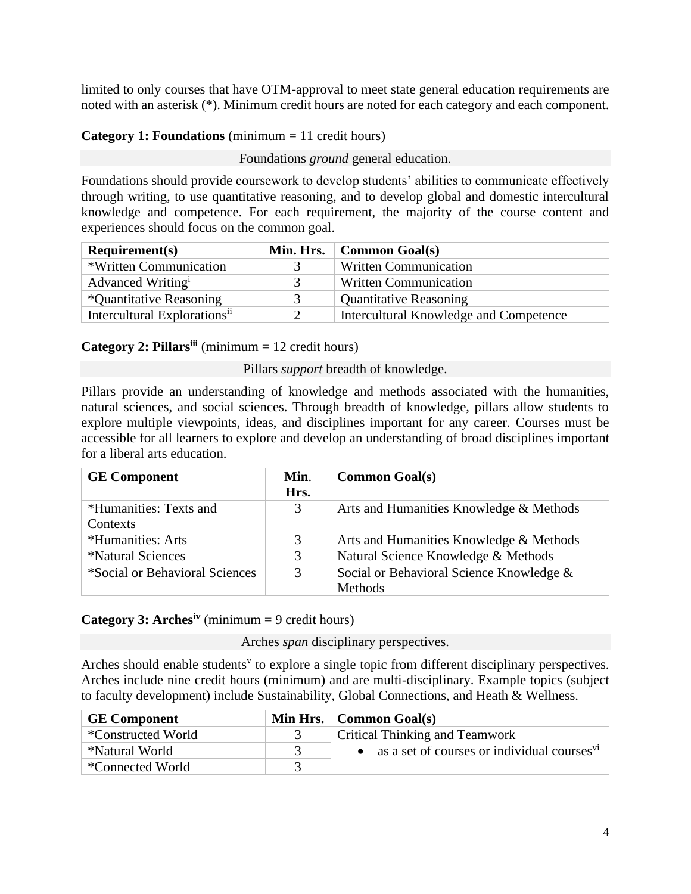limited to only courses that have OTM-approval to meet state general education requirements are noted with an asterisk (*). Minimum credit hours are noted for each category and each component.

**Category 1: Foundations** (minimum = 11 credit hours)

Foundations *ground* general education.

Foundations should provide coursework to develop students' abilities to communicate effectively through writing, to use quantitative reasoning, and to develop global and domestic intercultural knowledge and competence. For each requirement, the majority of the course content and experiences should focus on the common goal.

| Requirement(s) | Min. Hrs. | Common Goal(s) |
|---|---|---|
| *Written Communication | 3 | Written Communication |
| Advanced Writing[i] | 3 | Written Communication |
| *Quantitative Reasoning | 3 | Quantitative Reasoning |
| Intercultural Explorations[ii] | 2 | Intercultural Knowledge and Competence |

**Category 2: Pillars[iii]** (minimum = 12 credit hours)

Pillars *support* breadth of knowledge.

Pillars provide an understanding of knowledge and methods associated with the humanities, natural sciences, and social sciences. Through breadth of knowledge, pillars allow students to explore multiple viewpoints, ideas, and disciplines important for any career. Courses must be accessible for all learners to explore and develop an understanding of broad disciplines important for a liberal arts education.

| GE Component | Min. Hrs. | Common Goal(s) |
|---|---|---|
| *Humanities: Texts and Contexts | 3 | Arts and Humanities Knowledge & Methods |
| *Humanities: Arts | 3 | Arts and Humanities Knowledge & Methods |
| *Natural Sciences | 3 | Natural Science Knowledge & Methods |
| *Social or Behavioral Sciences | 3 | Social or Behavioral Science Knowledge & Methods |

**Category 3: Arches[iv]** (minimum = 9 credit hours)

Arches *span* disciplinary perspectives.

Arches should enable students[v] to explore a single topic from different disciplinary perspectives. Arches include nine credit hours (minimum) and are multi-disciplinary. Example topics (subject to faculty development) include Sustainability, Global Connections, and Heath & Wellness.

| GE Component | Min Hrs. | Common Goal(s) |
|---|---|---|
| *Constructed World | 3 | Critical Thinking and Teamwork<br>• as a set of courses or individual courses[vi] |
| *Natural World | 3 | |
| *Connected World | 3 | |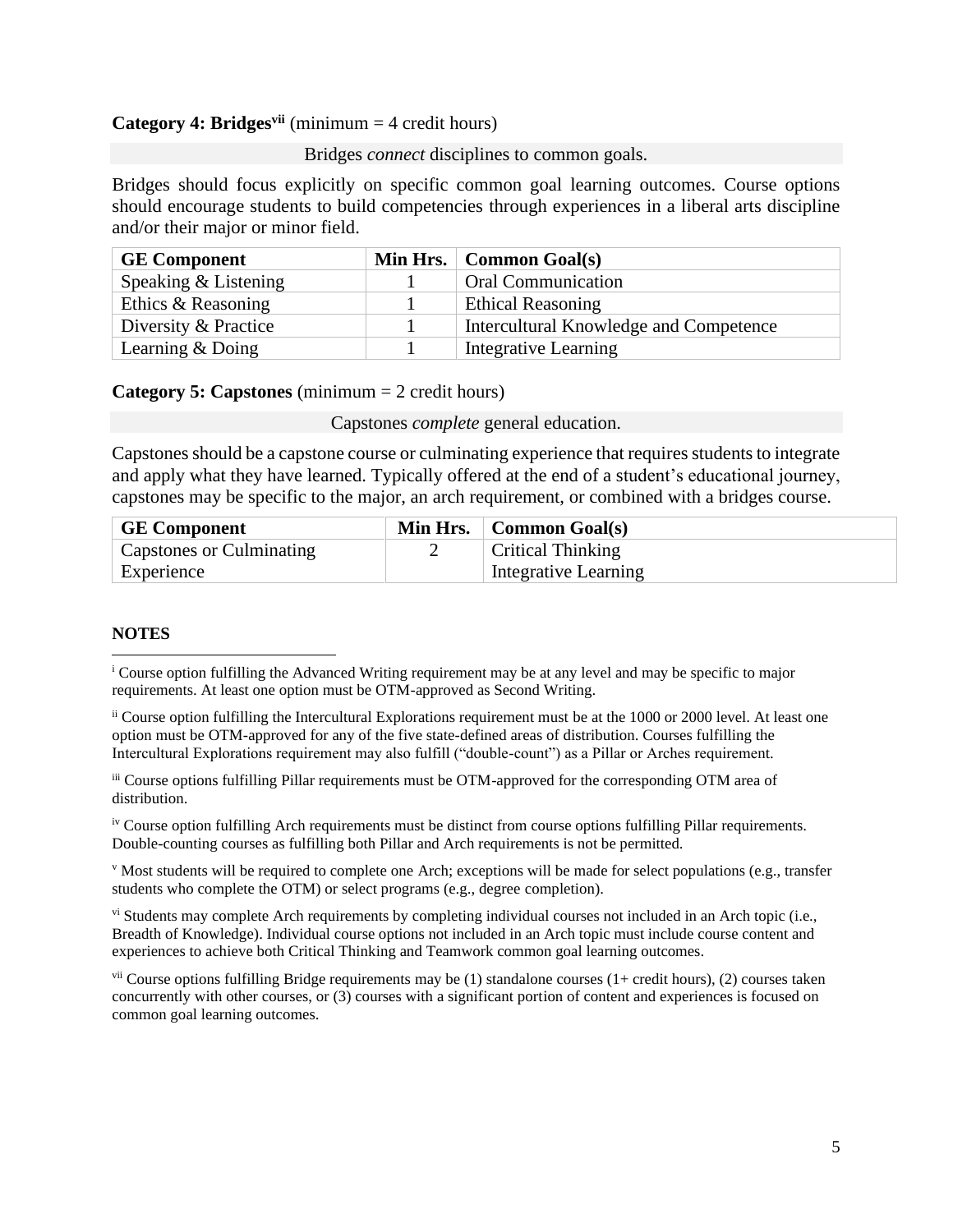**Category 4: Bridges**[vii] (minimum = 4 credit hours)

Bridges *connect* disciplines to common goals.

Bridges should focus explicitly on specific common goal learning outcomes. Course options should encourage students to build competencies through experiences in a liberal arts discipline and/or their major or minor field.

| GE Component | Min Hrs. | Common Goal(s) |
|---|---|---|
| Speaking & Listening | 1 | Oral Communication |
| Ethics & Reasoning | 1 | Ethical Reasoning |
| Diversity & Practice | 1 | Intercultural Knowledge and Competence |
| Learning & Doing | 1 | Integrative Learning |

**Category 5: Capstones** (minimum = 2 credit hours)

Capstones *complete* general education.

Capstones should be a capstone course or culminating experience that requires students to integrate and apply what they have learned. Typically offered at the end of a student's educational journey, capstones may be specific to the major, an arch requirement, or combined with a bridges course.

| GE Component | Min Hrs. | Common Goal(s) |
|---|---|---|
| Capstones or Culminating Experience | 2 | Critical Thinking<br>Integrative Learning |

**NOTES**

[i] Course option fulfilling the Advanced Writing requirement may be at any level and may be specific to major requirements. At least one option must be OTM-approved as Second Writing.

[ii] Course option fulfilling the Intercultural Explorations requirement must be at the 1000 or 2000 level. At least one option must be OTM-approved for any of the five state-defined areas of distribution. Courses fulfilling the Intercultural Explorations requirement may also fulfill ("double-count") as a Pillar or Arches requirement.

[iii] Course options fulfilling Pillar requirements must be OTM-approved for the corresponding OTM area of distribution.

[iv] Course option fulfilling Arch requirements must be distinct from course options fulfilling Pillar requirements. Double-counting courses as fulfilling both Pillar and Arch requirements is not be permitted.

[v] Most students will be required to complete one Arch; exceptions will be made for select populations (e.g., transfer students who complete the OTM) or select programs (e.g., degree completion).

[vi] Students may complete Arch requirements by completing individual courses not included in an Arch topic (i.e., Breadth of Knowledge). Individual course options not included in an Arch topic must include course content and experiences to achieve both Critical Thinking and Teamwork common goal learning outcomes.

[vii] Course options fulfilling Bridge requirements may be (1) standalone courses (1+ credit hours), (2) courses taken concurrently with other courses, or (3) courses with a significant portion of content and experiences is focused on common goal learning outcomes.